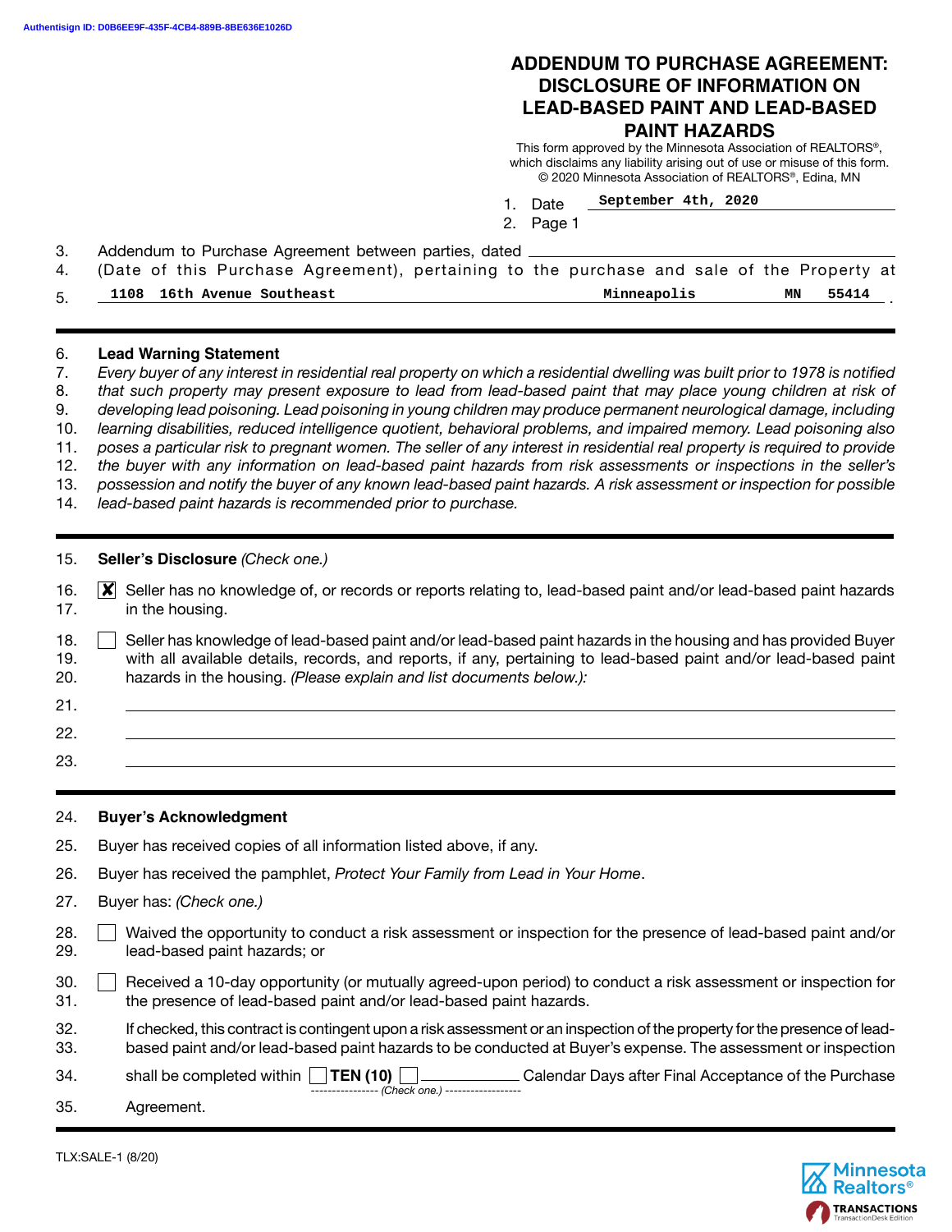Authentisign ID: D0B6EE9F-435F-4CB4-889B-8BE636E1026D

# ADDENDUM TO PURCHASE AGREEMENT: DISCLOSURE OF INFORMATION ON LEAD-BASED PAINT AND LEAD-BASED PAINT HAZARDS

This form approved by the Minnesota Association of REALTORS®, which disclaims any liability arising out of use or misuse of this form.
© 2020 Minnesota Association of REALTORS®, Edina, MN

1. Date September 4th, 2020
2. Page 1

3. Addendum to Purchase Agreement between parties, dated ____________________
4. (Date of this Purchase Agreement), pertaining to the purchase and sale of the Property at
5. 1108 16th Avenue Southeast Minneapolis MN 55414 .

---

6. **Lead Warning Statement**
7. *Every buyer of any interest in residential real property on which a residential dwelling was built prior to 1978 is notified*
8. *that such property may present exposure to lead from lead-based paint that may place young children at risk of*
9. *developing lead poisoning. Lead poisoning in young children may produce permanent neurological damage, including*
10. *learning disabilities, reduced intelligence quotient, behavioral problems, and impaired memory. Lead poisoning also*
11. *poses a particular risk to pregnant women. The seller of any interest in residential real property is required to provide*
12. *the buyer with any information on lead-based paint hazards from risk assessments or inspections in the seller's*
13. *possession and notify the buyer of any known lead-based paint hazards. A risk assessment or inspection for possible*
14. *lead-based paint hazards is recommended prior to purchase.*

---

15. **Seller's Disclosure** *(Check one.)*

16. ☒ Seller has no knowledge of, or records or reports relating to, lead-based paint and/or lead-based paint hazards
17. in the housing.

18. ☐ Seller has knowledge of lead-based paint and/or lead-based paint hazards in the housing and has provided Buyer
19. with all available details, records, and reports, if any, pertaining to lead-based paint and/or lead-based paint
20. hazards in the housing. *(Please explain and list documents below.):*

21. ____________________
22. ____________________
23. ____________________

---

24. **Buyer's Acknowledgment**

25. Buyer has received copies of all information listed above, if any.

26. Buyer has received the pamphlet, *Protect Your Family from Lead in Your Home*.

27. Buyer has: *(Check one.)*

28. ☐ Waived the opportunity to conduct a risk assessment or inspection for the presence of lead-based paint and/or
29. lead-based paint hazards; or

30. ☐ Received a 10-day opportunity (or mutually agreed-upon period) to conduct a risk assessment or inspection for
31. the presence of lead-based paint and/or lead-based paint hazards.

32. If checked, this contract is contingent upon a risk assessment or an inspection of the property for the presence of lead-
33. based paint and/or lead-based paint hazards to be conducted at Buyer's expense. The assessment or inspection
34. shall be completed within ☐ **TEN (10)** ☐ ____________ Calendar Days after Final Acceptance of the Purchase
*(Check one.)*
35. Agreement.

TLX:SALE-1 (8/20)

Minnesota Realtors®
TRANSACTIONS
TransactionDesk Edition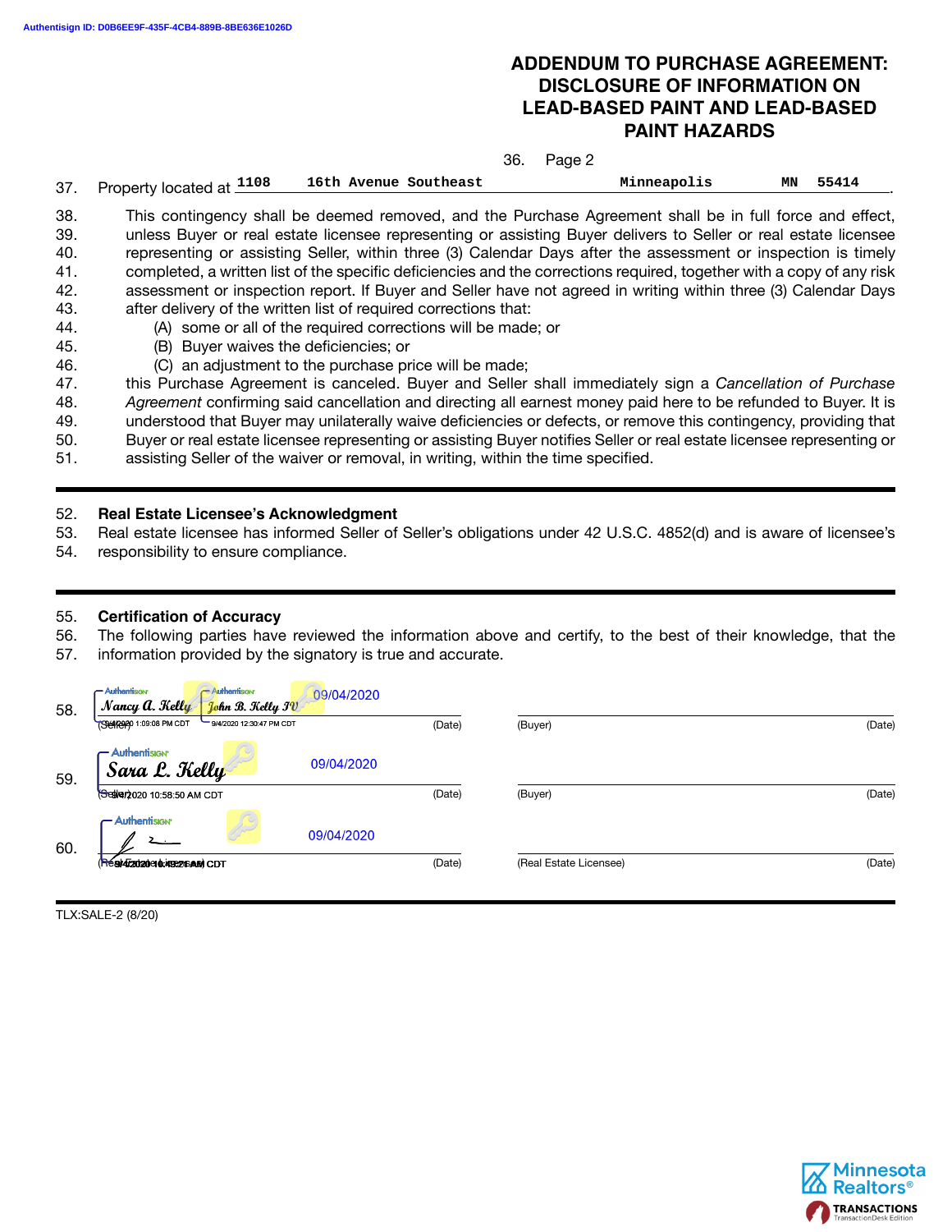Authentisign ID: D0B6EE9F-435F-4CB4-889B-8BE636E1026D

# ADDENDUM TO PURCHASE AGREEMENT: DISCLOSURE OF INFORMATION ON LEAD-BASED PAINT AND LEAD-BASED PAINT HAZARDS

36. Page 2

37. Property located at 1108 16th Avenue Southeast Minneapolis MN 55414.

38. This contingency shall be deemed removed, and the Purchase Agreement shall be in full force and effect,
39. unless Buyer or real estate licensee representing or assisting Buyer delivers to Seller or real estate licensee
40. representing or assisting Seller, within three (3) Calendar Days after the assessment or inspection is timely
41. completed, a written list of the specific deficiencies and the corrections required, together with a copy of any risk
42. assessment or inspection report. If Buyer and Seller have not agreed in writing within three (3) Calendar Days
43. after delivery of the written list of required corrections that:
44. (A) some or all of the required corrections will be made; or
45. (B) Buyer waives the deficiencies; or
46. (C) an adjustment to the purchase price will be made;
47. this Purchase Agreement is canceled. Buyer and Seller shall immediately sign a *Cancellation of Purchase*
48. *Agreement* confirming said cancellation and directing all earnest money paid here to be refunded to Buyer. It is
49. understood that Buyer may unilaterally waive deficiencies or defects, or remove this contingency, providing that
50. Buyer or real estate licensee representing or assisting Buyer notifies Seller or real estate licensee representing or
51. assisting Seller of the waiver or removal, in writing, within the time specified.

52. **Real Estate Licensee's Acknowledgment**
53. Real estate licensee has informed Seller of Seller's obligations under 42 U.S.C. 4852(d) and is aware of licensee's
54. responsibility to ensure compliance.

55. **Certification of Accuracy**
56. The following parties have reviewed the information above and certify, to the best of their knowledge, that the
57. information provided by the signatory is true and accurate.

58. Nancy A. Kelly (9/4/2020 1:09:08 PM CDT) John B. Kelly IV (9/4/2020 12:30:47 PM CDT) 09/04/2020
(Seller) (Date) (Buyer) (Date)

59. Sara L. Kelly (9/4/2020 10:58:50 AM CDT) 09/04/2020
(Seller) (Date) (Buyer) (Date)

60. [signature] (9/4/2020 10:49:26 AM CDT) 09/04/2020
(Real Estate Licensee) (Date) (Real Estate Licensee) (Date)

TLX:SALE-2 (8/20)

Minnesota Realtors® TRANSACTIONS TransactionDesk Edition